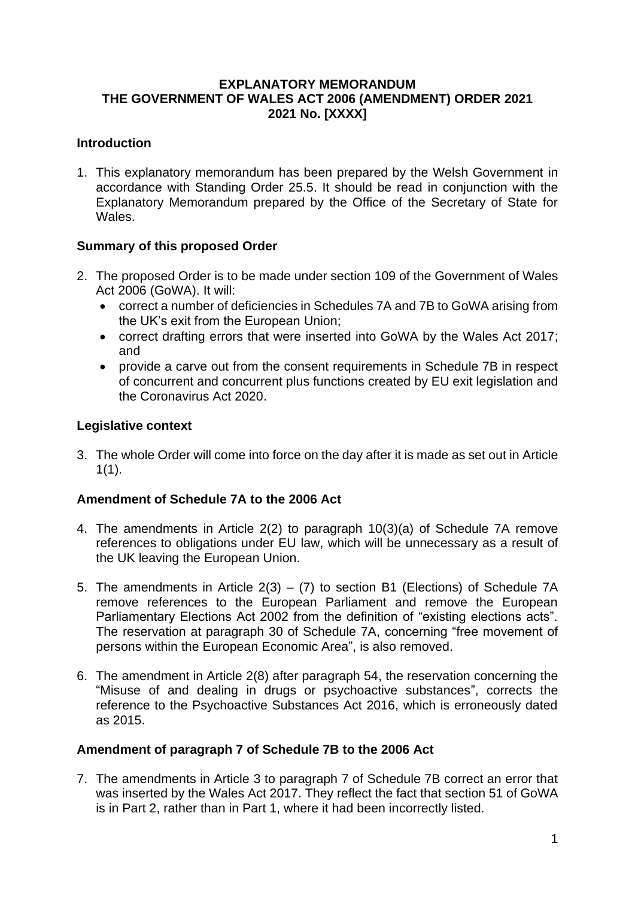**EXPLANATORY MEMORANDUM**
**THE GOVERNMENT OF WALES ACT 2006 (AMENDMENT) ORDER 2021**
**2021 No. [XXXX]**

## Introduction

1. This explanatory memorandum has been prepared by the Welsh Government in accordance with Standing Order 25.5. It should be read in conjunction with the Explanatory Memorandum prepared by the Office of the Secretary of State for Wales.

## Summary of this proposed Order

2. The proposed Order is to be made under section 109 of the Government of Wales Act 2006 (GoWA). It will:
   - correct a number of deficiencies in Schedules 7A and 7B to GoWA arising from the UK's exit from the European Union;
   - correct drafting errors that were inserted into GoWA by the Wales Act 2017; and
   - provide a carve out from the consent requirements in Schedule 7B in respect of concurrent and concurrent plus functions created by EU exit legislation and the Coronavirus Act 2020.

## Legislative context

3. The whole Order will come into force on the day after it is made as set out in Article 1(1).

## Amendment of Schedule 7A to the 2006 Act

4. The amendments in Article 2(2) to paragraph 10(3)(a) of Schedule 7A remove references to obligations under EU law, which will be unnecessary as a result of the UK leaving the European Union.

5. The amendments in Article 2(3) – (7) to section B1 (Elections) of Schedule 7A remove references to the European Parliament and remove the European Parliamentary Elections Act 2002 from the definition of "existing elections acts". The reservation at paragraph 30 of Schedule 7A, concerning "free movement of persons within the European Economic Area", is also removed.

6. The amendment in Article 2(8) after paragraph 54, the reservation concerning the "Misuse of and dealing in drugs or psychoactive substances", corrects the reference to the Psychoactive Substances Act 2016, which is erroneously dated as 2015.

## Amendment of paragraph 7 of Schedule 7B to the 2006 Act

7. The amendments in Article 3 to paragraph 7 of Schedule 7B correct an error that was inserted by the Wales Act 2017. They reflect the fact that section 51 of GoWA is in Part 2, rather than in Part 1, where it had been incorrectly listed.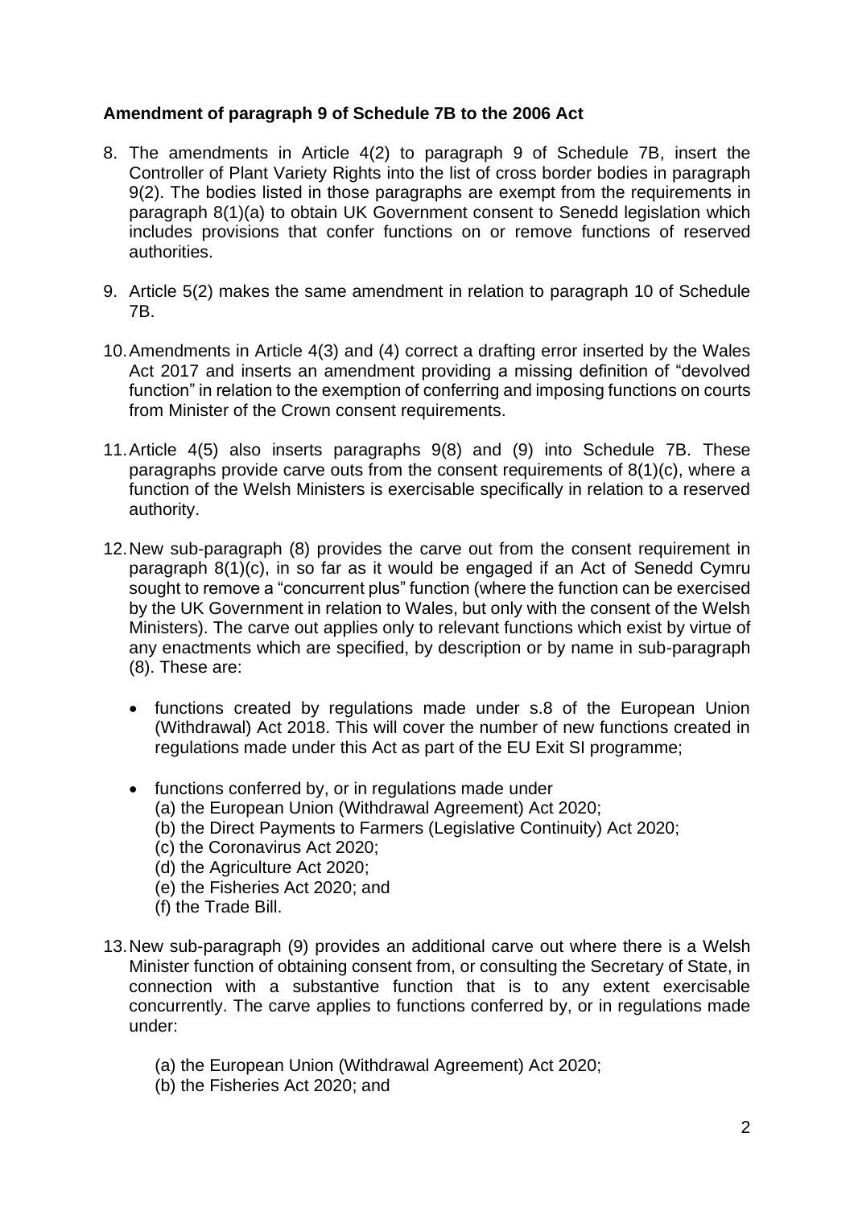**Amendment of paragraph 9 of Schedule 7B to the 2006 Act**

8. The amendments in Article 4(2) to paragraph 9 of Schedule 7B, insert the Controller of Plant Variety Rights into the list of cross border bodies in paragraph 9(2). The bodies listed in those paragraphs are exempt from the requirements in paragraph 8(1)(a) to obtain UK Government consent to Senedd legislation which includes provisions that confer functions on or remove functions of reserved authorities.

9. Article 5(2) makes the same amendment in relation to paragraph 10 of Schedule 7B.

10. Amendments in Article 4(3) and (4) correct a drafting error inserted by the Wales Act 2017 and inserts an amendment providing a missing definition of "devolved function" in relation to the exemption of conferring and imposing functions on courts from Minister of the Crown consent requirements.

11. Article 4(5) also inserts paragraphs 9(8) and (9) into Schedule 7B. These paragraphs provide carve outs from the consent requirements of 8(1)(c), where a function of the Welsh Ministers is exercisable specifically in relation to a reserved authority.

12. New sub-paragraph (8) provides the carve out from the consent requirement in paragraph 8(1)(c), in so far as it would be engaged if an Act of Senedd Cymru sought to remove a "concurrent plus" function (where the function can be exercised by the UK Government in relation to Wales, but only with the consent of the Welsh Ministers). The carve out applies only to relevant functions which exist by virtue of any enactments which are specified, by description or by name in sub-paragraph (8). These are:

    - functions created by regulations made under s.8 of the European Union (Withdrawal) Act 2018. This will cover the number of new functions created in regulations made under this Act as part of the EU Exit SI programme;

    - functions conferred by, or in regulations made under
      (a) the European Union (Withdrawal Agreement) Act 2020;
      (b) the Direct Payments to Farmers (Legislative Continuity) Act 2020;
      (c) the Coronavirus Act 2020;
      (d) the Agriculture Act 2020;
      (e) the Fisheries Act 2020; and
      (f) the Trade Bill.

13. New sub-paragraph (9) provides an additional carve out where there is a Welsh Minister function of obtaining consent from, or consulting the Secretary of State, in connection with a substantive function that is to any extent exercisable concurrently. The carve applies to functions conferred by, or in regulations made under:

    (a) the European Union (Withdrawal Agreement) Act 2020;
    (b) the Fisheries Act 2020; and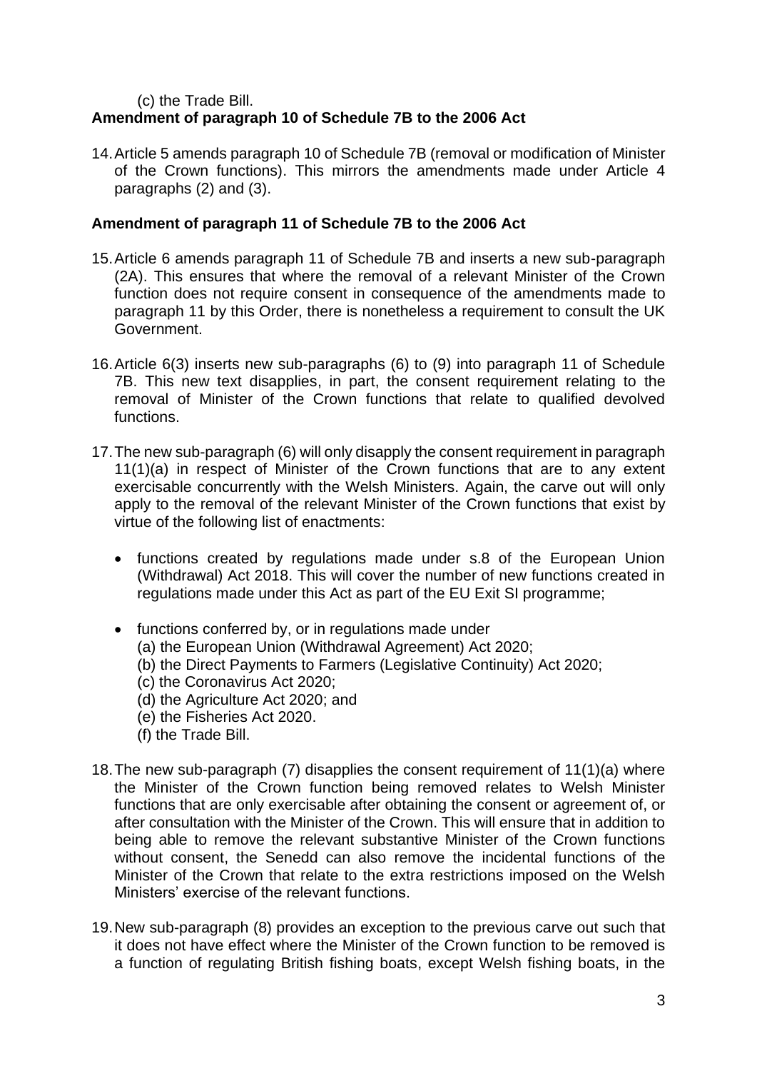(c) the Trade Bill.

### Amendment of paragraph 10 of Schedule 7B to the 2006 Act

14. Article 5 amends paragraph 10 of Schedule 7B (removal or modification of Minister of the Crown functions). This mirrors the amendments made under Article 4 paragraphs (2) and (3).

### Amendment of paragraph 11 of Schedule 7B to the 2006 Act

15. Article 6 amends paragraph 11 of Schedule 7B and inserts a new sub-paragraph (2A). This ensures that where the removal of a relevant Minister of the Crown function does not require consent in consequence of the amendments made to paragraph 11 by this Order, there is nonetheless a requirement to consult the UK Government.

16. Article 6(3) inserts new sub-paragraphs (6) to (9) into paragraph 11 of Schedule 7B. This new text disapplies, in part, the consent requirement relating to the removal of Minister of the Crown functions that relate to qualified devolved functions.

17. The new sub-paragraph (6) will only disapply the consent requirement in paragraph 11(1)(a) in respect of Minister of the Crown functions that are to any extent exercisable concurrently with the Welsh Ministers. Again, the carve out will only apply to the removal of the relevant Minister of the Crown functions that exist by virtue of the following list of enactments:

   - functions created by regulations made under s.8 of the European Union (Withdrawal) Act 2018. This will cover the number of new functions created in regulations made under this Act as part of the EU Exit SI programme;

   - functions conferred by, or in regulations made under
     (a) the European Union (Withdrawal Agreement) Act 2020;
     (b) the Direct Payments to Farmers (Legislative Continuity) Act 2020;
     (c) the Coronavirus Act 2020;
     (d) the Agriculture Act 2020; and
     (e) the Fisheries Act 2020.
     (f) the Trade Bill.

18. The new sub-paragraph (7) disapplies the consent requirement of 11(1)(a) where the Minister of the Crown function being removed relates to Welsh Minister functions that are only exercisable after obtaining the consent or agreement of, or after consultation with the Minister of the Crown. This will ensure that in addition to being able to remove the relevant substantive Minister of the Crown functions without consent, the Senedd can also remove the incidental functions of the Minister of the Crown that relate to the extra restrictions imposed on the Welsh Ministers' exercise of the relevant functions.

19. New sub-paragraph (8) provides an exception to the previous carve out such that it does not have effect where the Minister of the Crown function to be removed is a function of regulating British fishing boats, except Welsh fishing boats, in the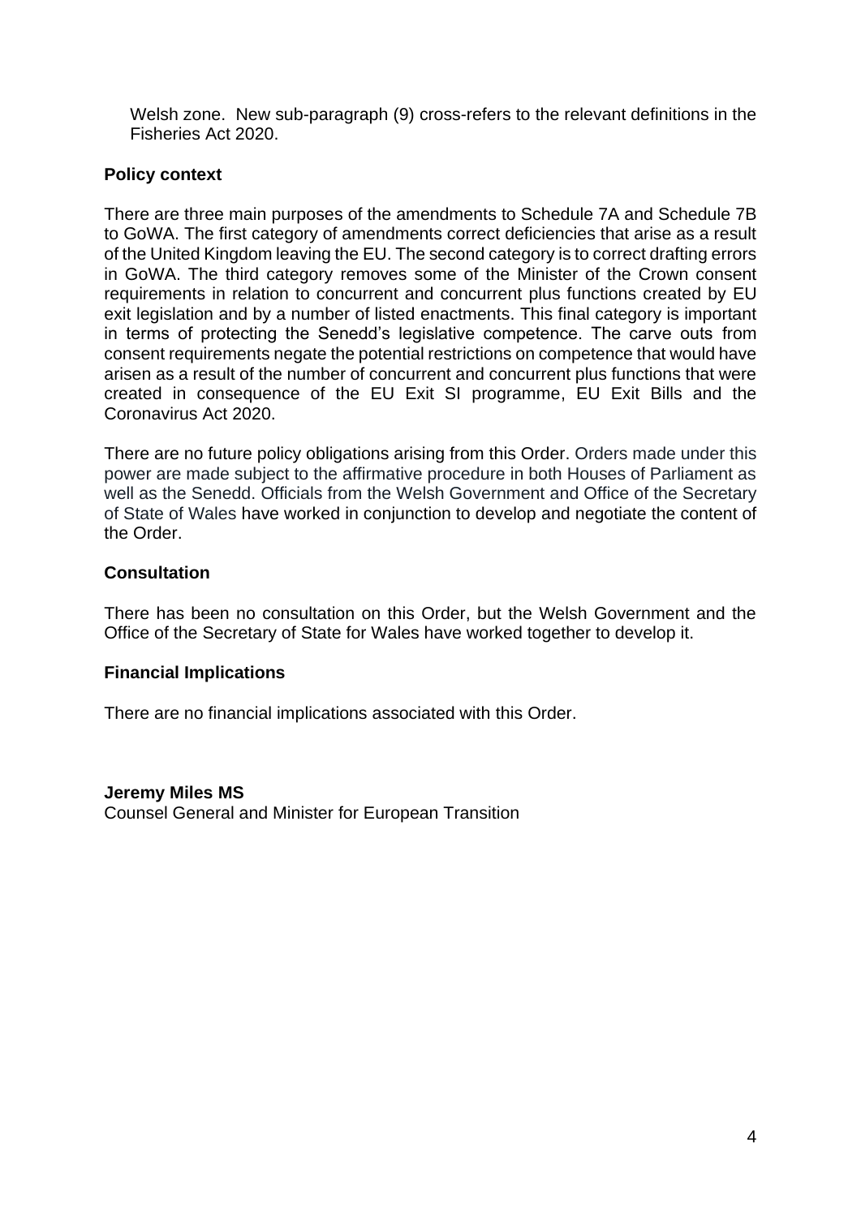Welsh zone. New sub-paragraph (9) cross-refers to the relevant definitions in the Fisheries Act 2020.

**Policy context**

There are three main purposes of the amendments to Schedule 7A and Schedule 7B to GoWA. The first category of amendments correct deficiencies that arise as a result of the United Kingdom leaving the EU. The second category is to correct drafting errors in GoWA. The third category removes some of the Minister of the Crown consent requirements in relation to concurrent and concurrent plus functions created by EU exit legislation and by a number of listed enactments. This final category is important in terms of protecting the Senedd's legislative competence. The carve outs from consent requirements negate the potential restrictions on competence that would have arisen as a result of the number of concurrent and concurrent plus functions that were created in consequence of the EU Exit SI programme, EU Exit Bills and the Coronavirus Act 2020.

There are no future policy obligations arising from this Order. Orders made under this power are made subject to the affirmative procedure in both Houses of Parliament as well as the Senedd. Officials from the Welsh Government and Office of the Secretary of State of Wales have worked in conjunction to develop and negotiate the content of the Order.

**Consultation**

There has been no consultation on this Order, but the Welsh Government and the Office of the Secretary of State for Wales have worked together to develop it.

**Financial Implications**

There are no financial implications associated with this Order.

**Jeremy Miles MS**
Counsel General and Minister for European Transition